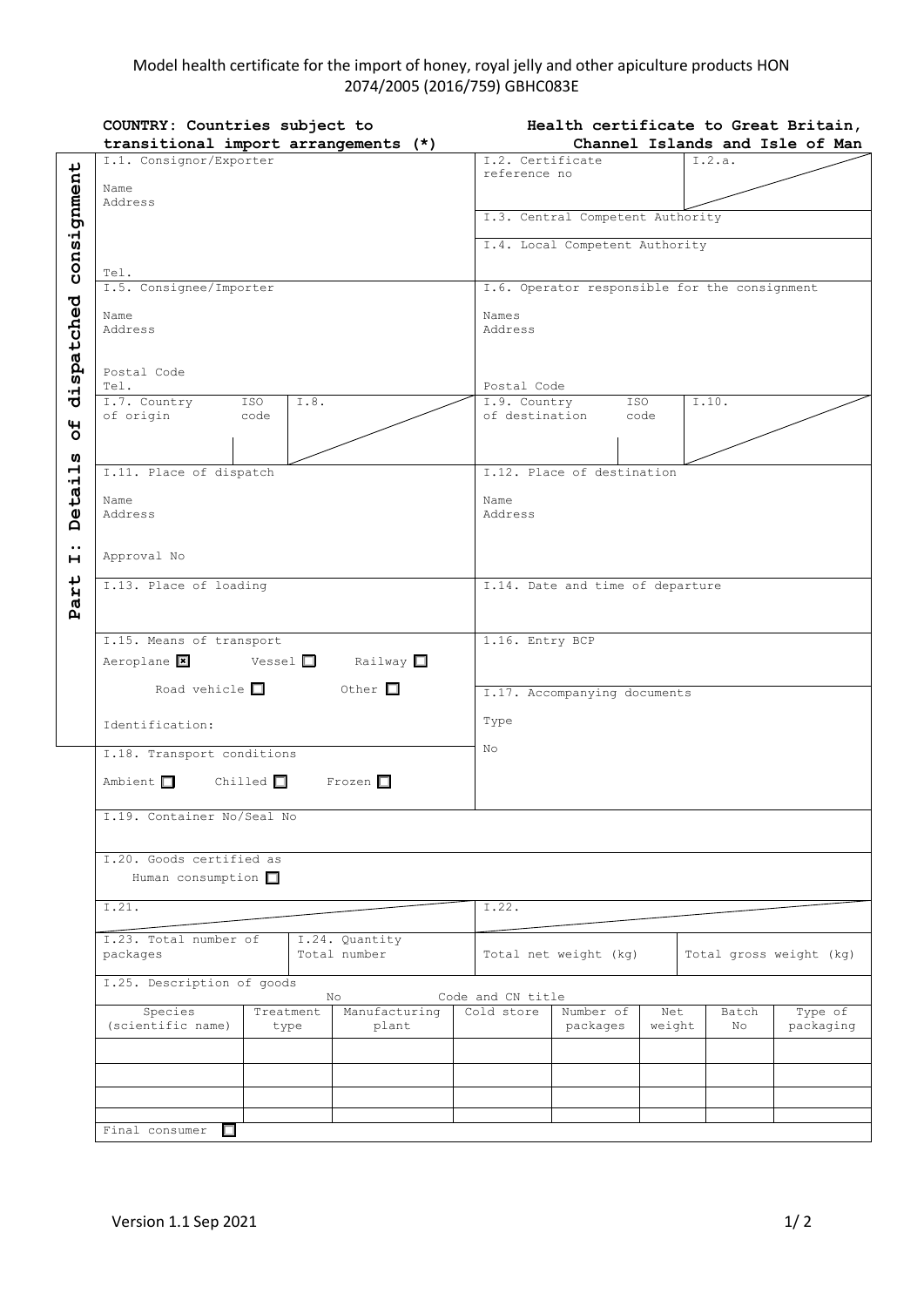# Model health certificate for the import of honey, royal jelly and other apiculture products HON 2074/2005 (2016/759) GBHC083E

**COUNTRY: Countries subject to transitional import arrangements (*)**

**Health certificate to Great Britain, Channel Islands and Isle of Man**

## Part I: Details of dispatched consignment

| | |
|---|---|
| I.1. Consignor/Exporter<br>Name<br>Address<br><br>Tel. | I.2. Certificate reference no / I.2.a.<br>I.3. Central Competent Authority<br>I.4. Local Competent Authority |
| I.5. Consignee/Importer<br>Name<br>Address<br>Postal Code<br>Tel. | I.6. Operator responsible for the consignment<br>Names<br>Address<br>Postal Code |
| I.7. Country of origin / ISO code / I.8. | I.9. Country of destination / ISO code / I.10. |
| I.11. Place of dispatch<br>Name<br>Address<br>Approval No | I.12. Place of destination<br>Name<br>Address |
| I.13. Place of loading | I.14. Date and time of departure |
| I.15. Means of transport<br>Aeroplane ☒ Vessel ☐ Railway ☐<br>Road vehicle ☐ Other ☐<br>Identification: | 1.16. Entry BCP<br>I.17. Accompanying documents<br>Type<br>No |
| I.18. Transport conditions<br>Ambient ☐ Chilled ☐ Frozen ☐ | |
| I.19. Container No/Seal No | |
| I.20. Goods certified as<br>Human consumption ☐ | |
| I.21. | I.22. |
| I.23. Total number of packages / I.24. Quantity Total number | Total net weight (kg) / Total gross weight (kg) |

I.25. Description of goods

No Code and CN title

| Species (scientific name) | Treatment type | Manufacturing plant | Cold store | Number of packages | Net weight | Batch No | Type of packaging |
|---|---|---|---|---|---|---|---|
| | | | | | | | |
| | | | | | | | |
| | | | | | | | |
| | | | | | | | |

Final consumer ☐

Version 1.1 Sep 2021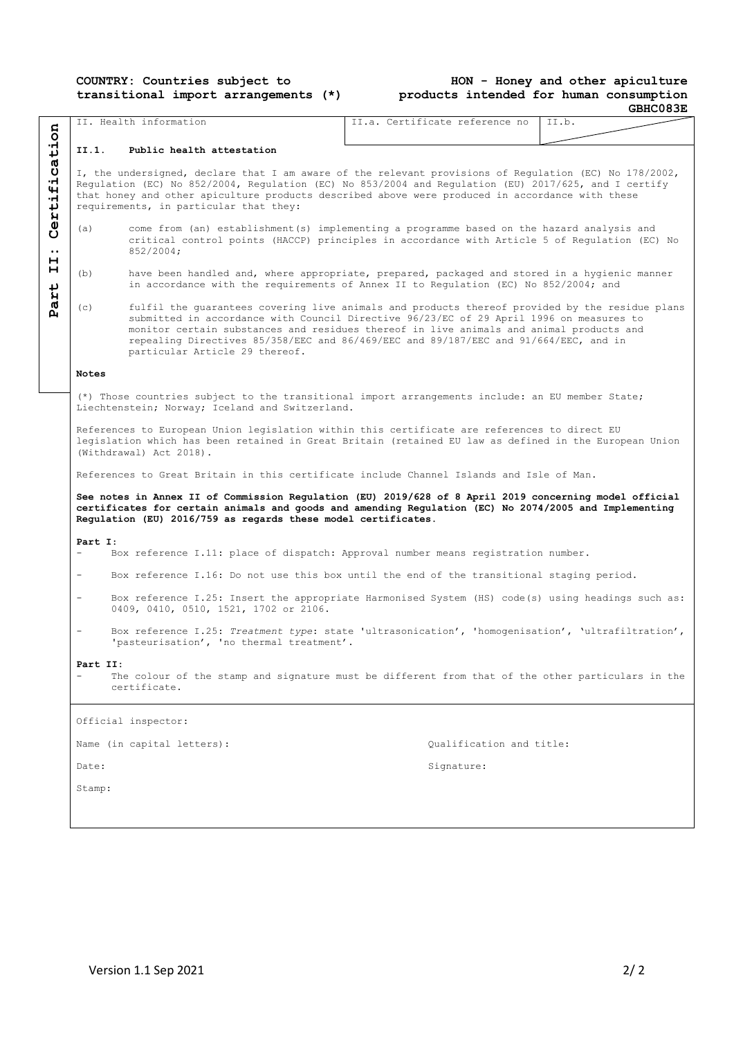**COUNTRY: Countries subject to transitional import arrangements (*)**

**HON - Honey and other apiculture products intended for human consumption**

**GBHC083E**

**Part II: Certification**

| II. Health information | II.a. Certificate reference no | II.b. |
|---|---|---|

**II.1. Public health attestation**

I, the undersigned, declare that I am aware of the relevant provisions of Regulation (EC) No 178/2002, Regulation (EC) No 852/2004, Regulation (EC) No 853/2004 and Regulation (EU) 2017/625, and I certify that honey and other apiculture products described above were produced in accordance with these requirements, in particular that they:

(a) come from (an) establishment(s) implementing a programme based on the hazard analysis and critical control points (HACCP) principles in accordance with Article 5 of Regulation (EC) No 852/2004;

(b) have been handled and, where appropriate, prepared, packaged and stored in a hygienic manner in accordance with the requirements of Annex II to Regulation (EC) No 852/2004; and

(c) fulfil the guarantees covering live animals and products thereof provided by the residue plans submitted in accordance with Council Directive 96/23/EC of 29 April 1996 on measures to monitor certain substances and residues thereof in live animals and animal products and repealing Directives 85/358/EEC and 86/469/EEC and 89/187/EEC and 91/664/EEC, and in particular Article 29 thereof.

**Notes**

(*) Those countries subject to the transitional import arrangements include: an EU member State; Liechtenstein; Norway; Iceland and Switzerland.

References to European Union legislation within this certificate are references to direct EU legislation which has been retained in Great Britain (retained EU law as defined in the European Union (Withdrawal) Act 2018).

References to Great Britain in this certificate include Channel Islands and Isle of Man.

**See notes in Annex II of Commission Regulation (EU) 2019/628 of 8 April 2019 concerning model official certificates for certain animals and goods and amending Regulation (EC) No 2074/2005 and Implementing Regulation (EU) 2016/759 as regards these model certificates.**

**Part I:**

- Box reference I.11: place of dispatch: Approval number means registration number.
- Box reference I.16: Do not use this box until the end of the transitional staging period.
- Box reference I.25: Insert the appropriate Harmonised System (HS) code(s) using headings such as: 0409, 0410, 0510, 1521, 1702 or 2106.
- Box reference I.25: *Treatment type*: state 'ultrasonication', 'homogenisation', 'ultrafiltration', 'pasteurisation', 'no thermal treatment'.

**Part II:**

- The colour of the stamp and signature must be different from that of the other particulars in the certificate.

Official inspector:

Name (in capital letters): Qualification and title:

Date: Signature:

Stamp:

Version 1.1 Sep 2021